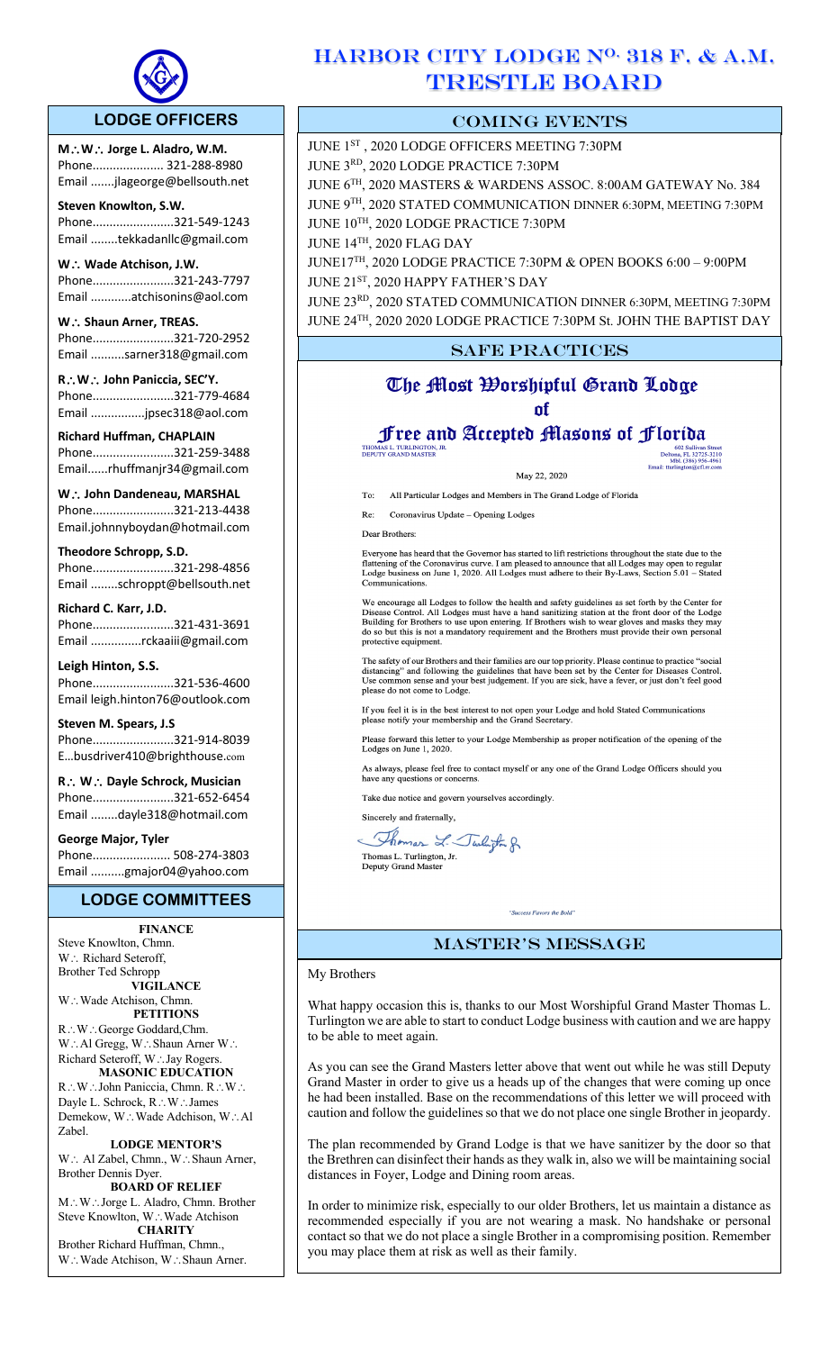# HARBOR CITY LODGE No. 318 F. & A.M. TRESTLE BOARD

## LODGE OFFICERS

**M∴W∴ Jorge L. Aladro, W.M.**
Phone..................... 321-288-8980
Email .......jlageorge@bellsouth.net

**Steven Knowlton, S.W.**
Phone........................321-549-1243
Email ........tekkadanllc@gmail.com

**W∴ Wade Atchison, J.W.**
Phone........................321-243-7797
Email ............atchisonins@aol.com

**W∴ Shaun Arner, TREAS.**
Phone........................321-720-2952
Email ..........sarner318@gmail.com

**R∴W∴ John Paniccia, SEC'Y.**
Phone........................321-779-4684
Email ................jpsec318@aol.com

**Richard Huffman, CHAPLAIN**
Phone........................321-259-3488
Email......rhuffmanjr34@gmail.com

**W∴ John Dandeneau, MARSHAL**
Phone........................321-213-4438
Email.johnnyboydan@hotmail.com

**Theodore Schropp, S.D.**
Phone........................321-298-4856
Email ........schroppt@bellsouth.net

**Richard C. Karr, J.D.**
Phone........................321-431-3691
Email ...............rckaaiii@gmail.com

**Leigh Hinton, S.S.**
Phone........................321-536-4600
Email leigh.hinton76@outlook.com

**Steven M. Spears, J.S**
Phone........................321-914-8039
E...busdriver410@brighthouse.com

**R∴ W∴ Dayle Schrock, Musician**
Phone........................321-652-6454
Email ........dayle318@hotmail.com

**George Major, Tyler**
Phone....................... 508-274-3803
Email ..........gmajor04@yahoo.com

## LODGE COMMITTEES

**FINANCE**
Steve Knowlton, Chmn.
W∴ Richard Seteroff,
Brother Ted Schropp

**VIGILANCE**
W∴Wade Atchison, Chmn.

**PETITIONS**
R∴W∴George Goddard,Chm.
W∴Al Gregg, W∴Shaun Arner W∴ Richard Seteroff, W∴Jay Rogers.

**MASONIC EDUCATION**
R∴W∴John Paniccia, Chmn. R∴W∴ Dayle L. Schrock, R∴W∴James Demekow, W∴Wade Adchison, W∴Al Zabel.

**LODGE MENTOR'S**
W∴ Al Zabel, Chmn., W∴Shaun Arner, Brother Dennis Dyer.

**BOARD OF RELIEF**
M∴W∴Jorge L. Aladro, Chmn. Brother Steve Knowlton, W∴Wade Atchison

**CHARITY**
Brother Richard Huffman, Chmn., W∴Wade Atchison, W∴Shaun Arner.

## COMING EVENTS

JUNE 1ST , 2020 LODGE OFFICERS MEETING 7:30PM
JUNE 3RD, 2020 LODGE PRACTICE 7:30PM
JUNE 6TH, 2020 MASTERS & WARDENS ASSOC. 8:00AM GATEWAY No. 384
JUNE 9TH, 2020 STATED COMMUNICATION DINNER 6:30PM, MEETING 7:30PM
JUNE 10TH, 2020 LODGE PRACTICE 7:30PM
JUNE 14TH, 2020 FLAG DAY
JUNE17TH, 2020 LODGE PRACTICE 7:30PM & OPEN BOOKS 6:00 – 9:00PM
JUNE 21ST, 2020 HAPPY FATHER'S DAY
JUNE 23RD, 2020 STATED COMMUNICATION DINNER 6:30PM, MEETING 7:30PM
JUNE 24TH, 2020 2020 LODGE PRACTICE 7:30PM St. JOHN THE BAPTIST DAY

## SAFE PRACTICES

### The Most Worshipful Grand Lodge of Free and Accepted Masons of Florida

THOMAS L. TURLINGTON, JR.
DEPUTY GRAND MASTER

602 Sullivan Street
Deltona, FL 32725-3210
Mbl. (386) 956-4961
Email: tturlington@cfl.rr.com

May 22, 2020

To: All Particular Lodges and Members in The Grand Lodge of Florida

Re: Coronavirus Update – Opening Lodges

Dear Brothers:

Everyone has heard that the Governor has started to lift restrictions throughout the state due to the flattening of the Coronavirus curve. I am pleased to announce that all Lodges may open to regular Lodge business on June 1, 2020. All Lodges must adhere to their By-Laws, Section 5.01 – Stated Communications.

We encourage all Lodges to follow the health and safety guidelines as set forth by the Center for Disease Control. All Lodges must have a hand sanitizing station at the front door of the Lodge Building for Brothers to use upon entering. If Brothers wish to wear gloves and masks they may do so but this is not a mandatory requirement and the Brothers must provide their own personal protective equipment.

The safety of our Brothers and their families are our top priority. Please continue to practice "social distancing" and following the guidelines that have been set by the Center for Diseases Control. Use common sense and your best judgement. If you are sick, have a fever, or just don't feel good please do not come to Lodge.

If you feel it is in the best interest to not open your Lodge and hold Stated Communications please notify your membership and the Grand Secretary.

Please forward this letter to your Lodge Membership as proper notification of the opening of the Lodges on June 1, 2020.

As always, please feel free to contact myself or any one of the Grand Lodge Officers should you have any questions or concerns.

Take due notice and govern yourselves accordingly.

Sincerely and fraternally,

Thomas L. Turlington, Jr.
Deputy Grand Master

"Success Favors the Bold"

## MASTER'S MESSAGE

My Brothers

What happy occasion this is, thanks to our Most Worshipful Grand Master Thomas L. Turlington we are able to start to conduct Lodge business with caution and we are happy to be able to meet again.

As you can see the Grand Masters letter above that went out while he was still Deputy Grand Master in order to give us a heads up of the changes that were coming up once he had been installed. Base on the recommendations of this letter we will proceed with caution and follow the guidelines so that we do not place one single Brother in jeopardy.

The plan recommended by Grand Lodge is that we have sanitizer by the door so that the Brethren can disinfect their hands as they walk in, also we will be maintaining social distances in Foyer, Lodge and Dining room areas.

In order to minimize risk, especially to our older Brothers, let us maintain a distance as recommended especially if you are not wearing a mask. No handshake or personal contact so that we do not place a single Brother in a compromising position. Remember you may place them at risk as well as their family.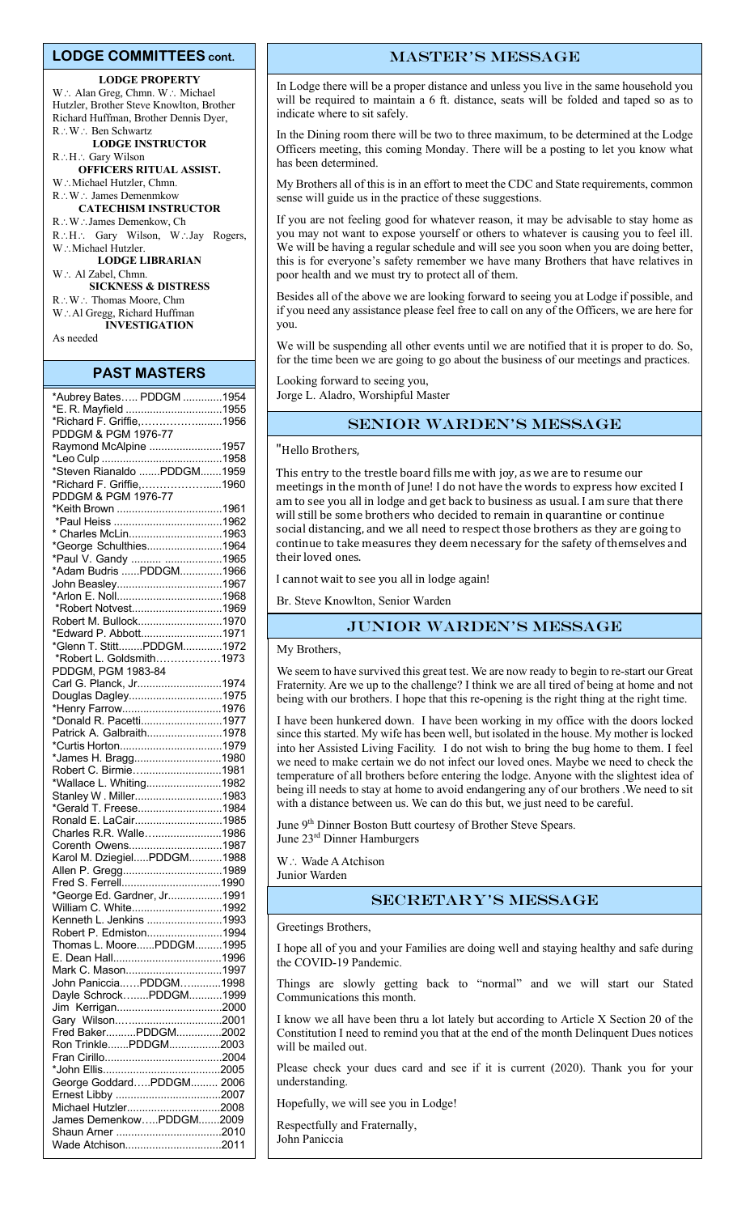## LODGE COMMITTEES cont.

**LODGE PROPERTY**

W∴ Alan Greg, Chmn. W∴ Michael Hutzler, Brother Steve Knowlton, Brother Richard Huffman, Brother Dennis Dyer, R∴W∴ Ben Schwartz

**LODGE INSTRUCTOR**

R∴H∴ Gary Wilson

**OFFICERS RITUAL ASSIST.**

W∴Michael Hutzler, Chmn.
R∴W∴ James Demenmkow

**CATECHISM INSTRUCTOR**

R∴W∴James Demenkow, Ch
R∴H∴ Gary Wilson, W∴Jay Rogers, W∴Michael Hutzler.

**LODGE LIBRARIAN**

W∴ Al Zabel, Chmn.

**SICKNESS & DISTRESS**

R∴W∴ Thomas Moore, Chm
W∴Al Gregg, Richard Huffman

**INVESTIGATION**

As needed

## PAST MASTERS

| Name | Year |
|---|---|
| *Aubrey Bates….. PDDGM | 1954 |
| *E. R. Mayfield | 1955 |
| *Richard F. Griffie, | 1956 |
| PDDGM & PGM 1976-77 | |
| Raymond McAlpine | 1957 |
| *Leo Culp | 1958 |
| *Steven Rianaldo .......PDDGM | 1959 |
| *Richard F. Griffie, | 1960 |
| PDDGM & PGM 1976-77 | |
| *Keith Brown | 1961 |
| *Paul Heiss | 1962 |
| * Charles McLin | 1963 |
| *George Schulthies | 1964 |
| *Paul V. Gandy | 1965 |
| *Adam Budris ......PDDGM | 1966 |
| John Beasley | 1967 |
| *Arlon E. Noll | 1968 |
| *Robert Notvest | 1969 |
| Robert M. Bullock | 1970 |
| *Edward P. Abbott | 1971 |
| *Glenn T. Stitt........PDDGM | 1972 |
| *Robert L. Goldsmith | 1973 |
| PDDGM, PGM 1983-84 | |
| Carl G. Planck, Jr | 1974 |
| Douglas Dagley | 1975 |
| *Henry Farrow | 1976 |
| *Donald R. Pacetti | 1977 |
| Patrick A. Galbraith | 1978 |
| *Curtis Horton | 1979 |
| *James H. Bragg | 1980 |
| Robert C. Birmie | 1981 |
| *Wallace L. Whiting | 1982 |
| Stanley W . Miller | 1983 |
| *Gerald T. Freese | 1984 |
| Ronald E. LaCair | 1985 |
| Charles R.R. Walle | 1986 |
| Corenth Owens | 1987 |
| Karol M. Dziegiel.....PDDGM | 1988 |
| Allen P. Gregg | 1989 |
| Fred S. Ferrell | 1990 |
| *George Ed. Gardner, Jr | 1991 |
| William C. White | 1992 |
| Kenneth L. Jenkins | 1993 |
| Robert P. Edmiston | 1994 |
| Thomas L. Moore......PDDGM | 1995 |
| E. Dean Hall | 1996 |
| Mark C. Mason | 1997 |
| John Paniccia……PDDGM | 1998 |
| Dayle Schrock........PDDGM | 1999 |
| Jim Kerrigan | 2000 |
| Gary Wilson | 2001 |
| Fred Baker..........PDDGM | 2002 |
| Ron Trinkle.......PDDGM | 2003 |
| Fran Cirillo | 2004 |
| *John Ellis | 2005 |
| George Goddard…..PDDGM | 2006 |
| Ernest Libby | 2007 |
| Michael Hutzler | 2008 |
| James Demenkow…..PDDGM | 2009 |
| Shaun Arner | 2010 |
| Wade Atchison | 2011 |

## MASTER'S MESSAGE

In Lodge there will be a proper distance and unless you live in the same household you will be required to maintain a 6 ft. distance, seats will be folded and taped so as to indicate where to sit safely.

In the Dining room there will be two to three maximum, to be determined at the Lodge Officers meeting, this coming Monday. There will be a posting to let you know what has been determined.

My Brothers all of this is in an effort to meet the CDC and State requirements, common sense will guide us in the practice of these suggestions.

If you are not feeling good for whatever reason, it may be advisable to stay home as you may not want to expose yourself or others to whatever is causing you to feel ill. We will be having a regular schedule and will see you soon when you are doing better, this is for everyone's safety remember we have many Brothers that have relatives in poor health and we must try to protect all of them.

Besides all of the above we are looking forward to seeing you at Lodge if possible, and if you need any assistance please feel free to call on any of the Officers, we are here for you.

We will be suspending all other events until we are notified that it is proper to do. So, for the time been we are going to go about the business of our meetings and practices.

Looking forward to seeing you,
Jorge L. Aladro, Worshipful Master

## SENIOR WARDEN'S MESSAGE

"Hello Brothers,

This entry to the trestle board fills me with joy, as we are to resume our meetings in the month of June! I do not have the words to express how excited I am to see you all in lodge and get back to business as usual. I am sure that there will still be some brothers who decided to remain in quarantine or continue social distancing, and we all need to respect those brothers as they are going to continue to take measures they deem necessary for the safety of themselves and their loved ones.

I cannot wait to see you all in lodge again!

Br. Steve Knowlton, Senior Warden

## JUNIOR WARDEN'S MESSAGE

My Brothers,

We seem to have survived this great test. We are now ready to begin to re-start our Great Fraternity. Are we up to the challenge? I think we are all tired of being at home and not being with our brothers. I hope that this re-opening is the right thing at the right time.

I have been hunkered down. I have been working in my office with the doors locked since this started. My wife has been well, but isolated in the house. My mother is locked into her Assisted Living Facility. I do not wish to bring the bug home to them. I feel we need to make certain we do not infect our loved ones. Maybe we need to check the temperature of all brothers before entering the lodge. Anyone with the slightest idea of being ill needs to stay at home to avoid endangering any of our brothers .We need to sit with a distance between us. We can do this but, we just need to be careful.

June 9th Dinner Boston Butt courtesy of Brother Steve Spears.
June 23rd Dinner Hamburgers

W∴ Wade A Atchison
Junior Warden

## SECRETARY'S MESSAGE

Greetings Brothers,

I hope all of you and your Families are doing well and staying healthy and safe during the COVID-19 Pandemic.

Things are slowly getting back to "normal" and we will start our Stated Communications this month.

I know we all have been thru a lot lately but according to Article X Section 20 of the Constitution I need to remind you that at the end of the month Delinquent Dues notices will be mailed out.

Please check your dues card and see if it is current (2020). Thank you for your understanding.

Hopefully, we will see you in Lodge!

Respectfully and Fraternally,
John Paniccia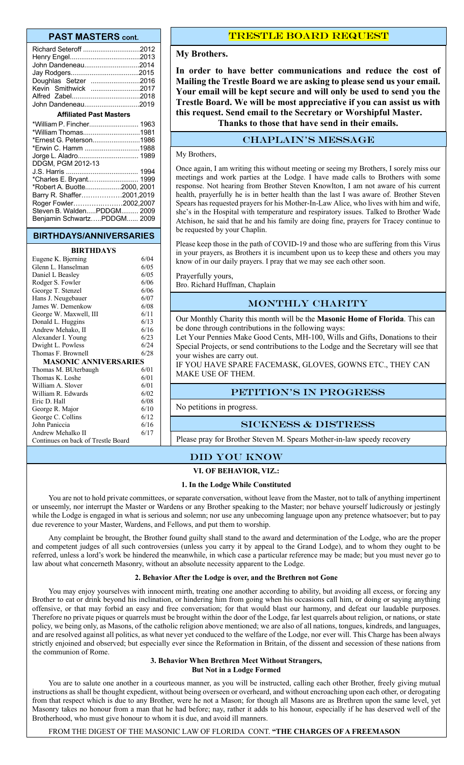## PAST MASTERS cont.

| Name | Year |
|---|---|
| Richard Seteroff | 2012 |
| Henry Engel | 2013 |
| John Dandeneau | 2014 |
| Jay Rodgers | 2015 |
| Doughlas Setzer | 2016 |
| Kevin Smithwick | 2017 |
| Alfred Zabel | 2018 |
| John Dandeneau | 2019 |

### Affiliated Past Masters

| Name | Year |
|---|---|
| *William P. Fincher | 1963 |
| *William Thomas | 1981 |
| *Ernest G. Peterson | 1986 |
| *Erwin C. Hamm | 1988 |
| Jorge L. Aladro | 1989 |
| DDGM, PGM 2012-13 | |
| J.S. Harris | 1994 |
| *Charles E. Bryant | 1999 |
| *Robert A. Buotte | 2000, 2001 |
| Barry R. Shaffer | 2001,2019 |
| Roger Fowler | 2002,2007 |
| Steven B. Walden.....PDDGM | 2009 |
| Benjamin Schwartz.....PDDGM | 2009 |

## BIRTHDAYS/ANNIVERSARIES

**BIRTHDAYS**

| Name | Date |
|---|---|
| Eugene K. Bjerning | 6/04 |
| Glenn L. Hanselman | 6/05 |
| Daniel L Beasley | 6/05 |
| Rodger S. Fowler | 6/06 |
| George T. Stenzel | 6/06 |
| Hans J. Neugebauer | 6/07 |
| James W. Demenkow | 6/08 |
| George W. Maxwell, III | 6/11 |
| Donald L. Huggins | 6/13 |
| Andrew Mehako, II | 6/16 |
| Alexander I. Young | 6/23 |
| Dwight L. Powless | 6/24 |
| Thomas F. Brownell | 6/28 |

**MASONIC ANNIVERSARIES**

| Name | Date |
|---|---|
| Thomas M. BUterbaugh | 6/01 |
| Thomas K. Loshe | 6/01 |
| William A. Slover | 6/01 |
| William R. Edwards | 6/02 |
| Eric D. Hall | 6/08 |
| George R. Major | 6/10 |
| George C. Collins | 6/12 |
| John Paniccia | 6/16 |
| Andrew Mehalko II | 6/17 |

Continues on back of Trestle Board

## TRESTLE BOARD REQUEST

**My Brothers.**

**In order to have better communications and reduce the cost of Mailing the Trestle Board we are asking to please send us your email. Your email will be kept secure and will only be used to send you the Trestle Board. We will be most appreciative if you can assist us with this request. Send email to the Secretary or Worshipful Master.**

**Thanks to those that have send in their emails.**

## CHAPLAIN'S MESSAGE

My Brothers,

Once again, I am writing this without meeting or seeing my Brothers, I sorely miss our meetings and work parties at the Lodge. I have made calls to Brothers with some response. Not hearing from Brother Steven Knowlton, I am not aware of his current health, prayerfully he is in better health than the last I was aware of. Brother Steven Spears has requested prayers for his Mother-In-Law Alice, who lives with him and wife, she's in the Hospital with temperature and respiratory issues. Talked to Brother Wade Atchison, he said that he and his family are doing fine, prayers for Tracey continue to be requested by your Chaplin.

Please keep those in the path of COVID-19 and those who are suffering from this Virus in your prayers, as Brothers it is incumbent upon us to keep these and others you may know of in our daily prayers. I pray that we may see each other soon.

Prayerfully yours,
Bro. Richard Huffman, Chaplain

## MONTHLY CHARITY

Our Monthly Charity this month will be the **Masonic Home of Florida**. This can be done through contributions in the following ways:

Let Your Pennies Make Good Cents, MH-100, Wills and Gifts, Donations to their Special Projects, or send contributions to the Lodge and the Secretary will see that your wishes are carry out.

IF YOU HAVE SPARE FACEMASK, GLOVES, GOWNS ETC., THEY CAN MAKE USE OF THEM.

## PETITION'S IN PROGRESS

No petitions in progress.

## SICKNESS & DISTRESS

Please pray for Brother Steven M. Spears Mother-in-law speedy recovery

## DID YOU KNOW

### VI. OF BEHAVIOR, VIZ.:

#### 1. In the Lodge While Constituted

You are not to hold private committees, or separate conversation, without leave from the Master, not to talk of anything impertinent or unseemly, nor interrupt the Master or Wardens or any Brother speaking to the Master; nor behave yourself ludicrously or jestingly while the Lodge is engaged in what is serious and solemn; nor use any unbecoming language upon any pretence whatsoever; but to pay due reverence to your Master, Wardens, and Fellows, and put them to worship.

Any complaint be brought, the Brother found guilty shall stand to the award and determination of the Lodge, who are the proper and competent judges of all such controversies (unless you carry it by appeal to the Grand Lodge), and to whom they ought to be referred, unless a lord's work be hindered the meanwhile, in which case a particular reference may be made; but you must never go to law about what concerneth Masonry, without an absolute necessity apparent to the Lodge.

#### 2. Behavior After the Lodge is over, and the Brethren not Gone

You may enjoy yourselves with innocent mirth, treating one another according to ability, but avoiding all excess, or forcing any Brother to eat or drink beyond his inclination, or hindering him from going when his occasions call him, or doing or saying anything offensive, or that may forbid an easy and free conversation; for that would blast our harmony, and defeat our laudable purposes. Therefore no private piques or quarrels must be brought within the door of the Lodge, far lest quarrels about religion, or nations, or state policy, we being only, as Masons, of the catholic religion above mentioned; we are also of all nations, tongues, kindreds, and languages, and are resolved against all politics, as what never yet conduced to the welfare of the Lodge, nor ever will. This Charge has been always strictly enjoined and observed; but especially ever since the Reformation in Britain, of the dissent and secession of these nations from the communion of Rome.

#### 3. Behavior When Brethren Meet Without Strangers, But Not in a Lodge Formed

You are to salute one another in a courteous manner, as you will be instructed, calling each other Brother, freely giving mutual instructions as shall be thought expedient, without being overseen or overheard, and without encroaching upon each other, or derogating from that respect which is due to any Brother, were he not a Mason; for though all Masons are as Brethren upon the same level, yet Masonry takes no honour from a man that he had before; nay, rather it adds to his honour, especially if he has deserved well of the Brotherhood, who must give honour to whom it is due, and avoid ill manners.

FROM THE DIGEST OF THE MASONIC LAW OF FLORIDA CONT. **"THE CHARGES OF A FREEMASON**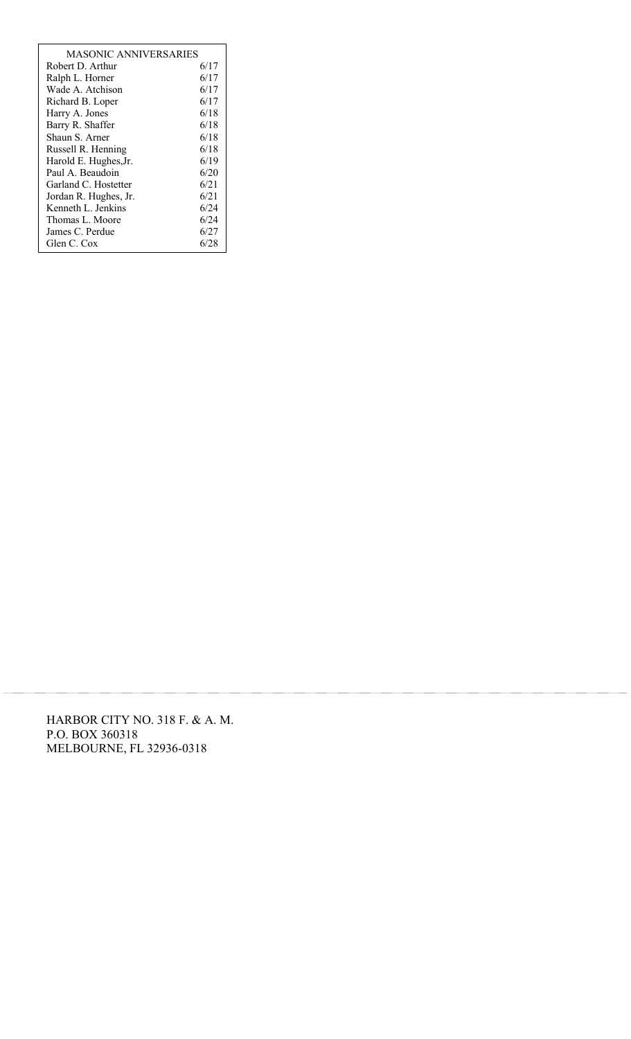| MASONIC ANNIVERSARIES | |
|---|---|
| Robert D. Arthur | 6/17 |
| Ralph L. Horner | 6/17 |
| Wade A. Atchison | 6/17 |
| Richard B. Loper | 6/17 |
| Harry A. Jones | 6/18 |
| Barry R. Shaffer | 6/18 |
| Shaun S. Arner | 6/18 |
| Russell R. Henning | 6/18 |
| Harold E. Hughes,Jr. | 6/19 |
| Paul A. Beaudoin | 6/20 |
| Garland C. Hostetter | 6/21 |
| Jordan R. Hughes, Jr. | 6/21 |
| Kenneth L. Jenkins | 6/24 |
| Thomas L. Moore | 6/24 |
| James C. Perdue | 6/27 |
| Glen C. Cox | 6/28 |

---

HARBOR CITY NO. 318 F. & A. M.
P.O. BOX 360318
MELBOURNE, FL 32936-0318